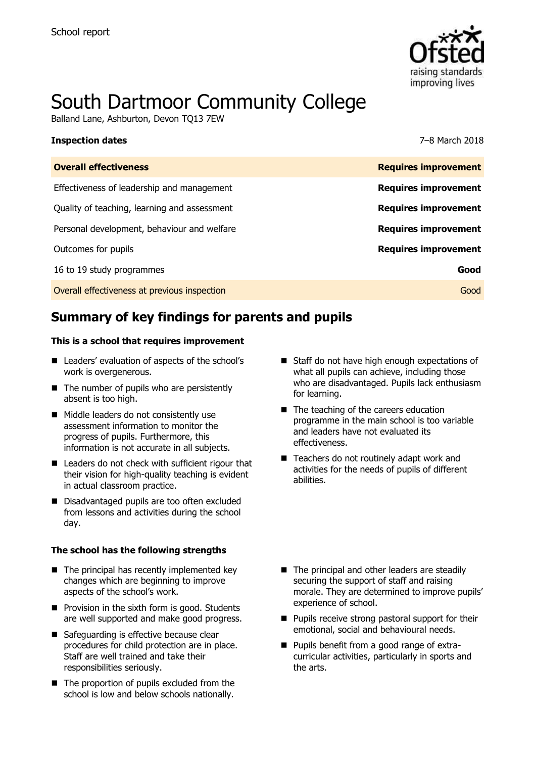School report

# South Dartmoor Community College

Balland Lane, Ashburton, Devon TQ13 7EW

**Inspection dates** 7–8 March 2018

| **Overall effectiveness** | **Requires improvement** |
| --- | --- |
| Effectiveness of leadership and management | **Requires improvement** |
| Quality of teaching, learning and assessment | **Requires improvement** |
| Personal development, behaviour and welfare | **Requires improvement** |
| Outcomes for pupils | **Requires improvement** |
| 16 to 19 study programmes | **Good** |
| Overall effectiveness at previous inspection | Good |

## Summary of key findings for parents and pupils

**This is a school that requires improvement**

- Leaders' evaluation of aspects of the school's work is overgenerous.
- The number of pupils who are persistently absent is too high.
- Middle leaders do not consistently use assessment information to monitor the progress of pupils. Furthermore, this information is not accurate in all subjects.
- Leaders do not check with sufficient rigour that their vision for high-quality teaching is evident in actual classroom practice.
- Disadvantaged pupils are too often excluded from lessons and activities during the school day.
- Staff do not have high enough expectations of what all pupils can achieve, including those who are disadvantaged. Pupils lack enthusiasm for learning.
- The teaching of the careers education programme in the main school is too variable and leaders have not evaluated its effectiveness.
- Teachers do not routinely adapt work and activities for the needs of pupils of different abilities.

**The school has the following strengths**

- The principal has recently implemented key changes which are beginning to improve aspects of the school's work.
- Provision in the sixth form is good. Students are well supported and make good progress.
- Safeguarding is effective because clear procedures for child protection are in place. Staff are well trained and take their responsibilities seriously.
- The proportion of pupils excluded from the school is low and below schools nationally.
- The principal and other leaders are steadily securing the support of staff and raising morale. They are determined to improve pupils' experience of school.
- Pupils receive strong pastoral support for their emotional, social and behavioural needs.
- Pupils benefit from a good range of extra-curricular activities, particularly in sports and the arts.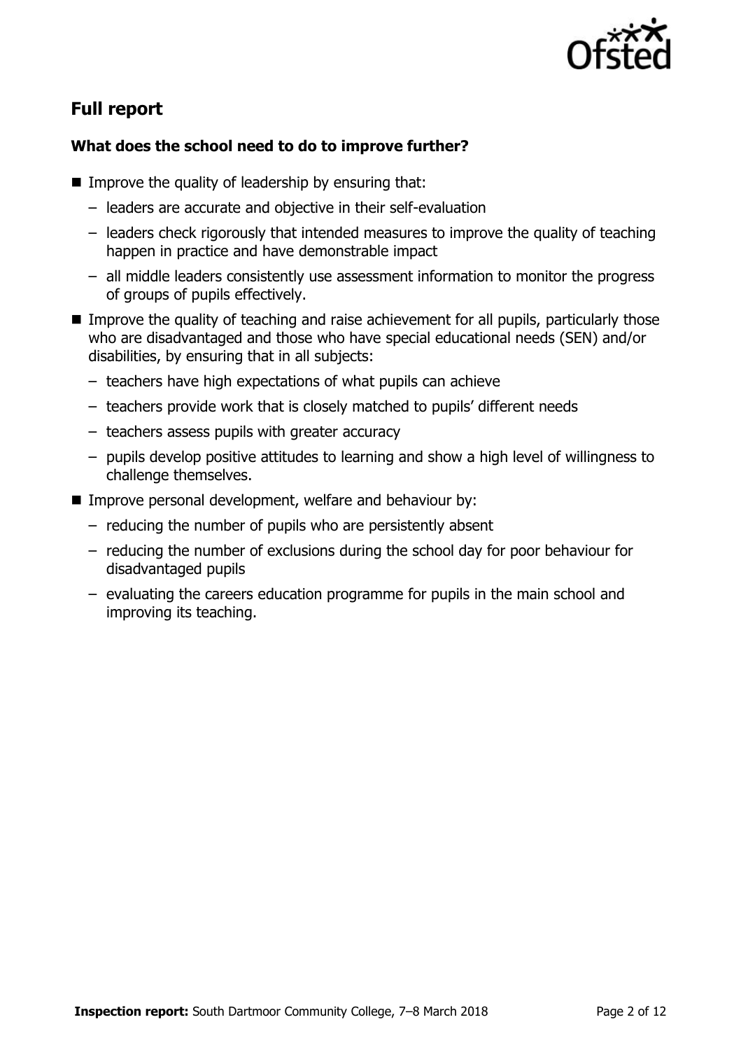## Full report

### What does the school need to do to improve further?

- Improve the quality of leadership by ensuring that:
  - leaders are accurate and objective in their self-evaluation
  - leaders check rigorously that intended measures to improve the quality of teaching happen in practice and have demonstrable impact
  - all middle leaders consistently use assessment information to monitor the progress of groups of pupils effectively.
- Improve the quality of teaching and raise achievement for all pupils, particularly those who are disadvantaged and those who have special educational needs (SEN) and/or disabilities, by ensuring that in all subjects:
  - teachers have high expectations of what pupils can achieve
  - teachers provide work that is closely matched to pupils' different needs
  - teachers assess pupils with greater accuracy
  - pupils develop positive attitudes to learning and show a high level of willingness to challenge themselves.
- Improve personal development, welfare and behaviour by:
  - reducing the number of pupils who are persistently absent
  - reducing the number of exclusions during the school day for poor behaviour for disadvantaged pupils
  - evaluating the careers education programme for pupils in the main school and improving its teaching.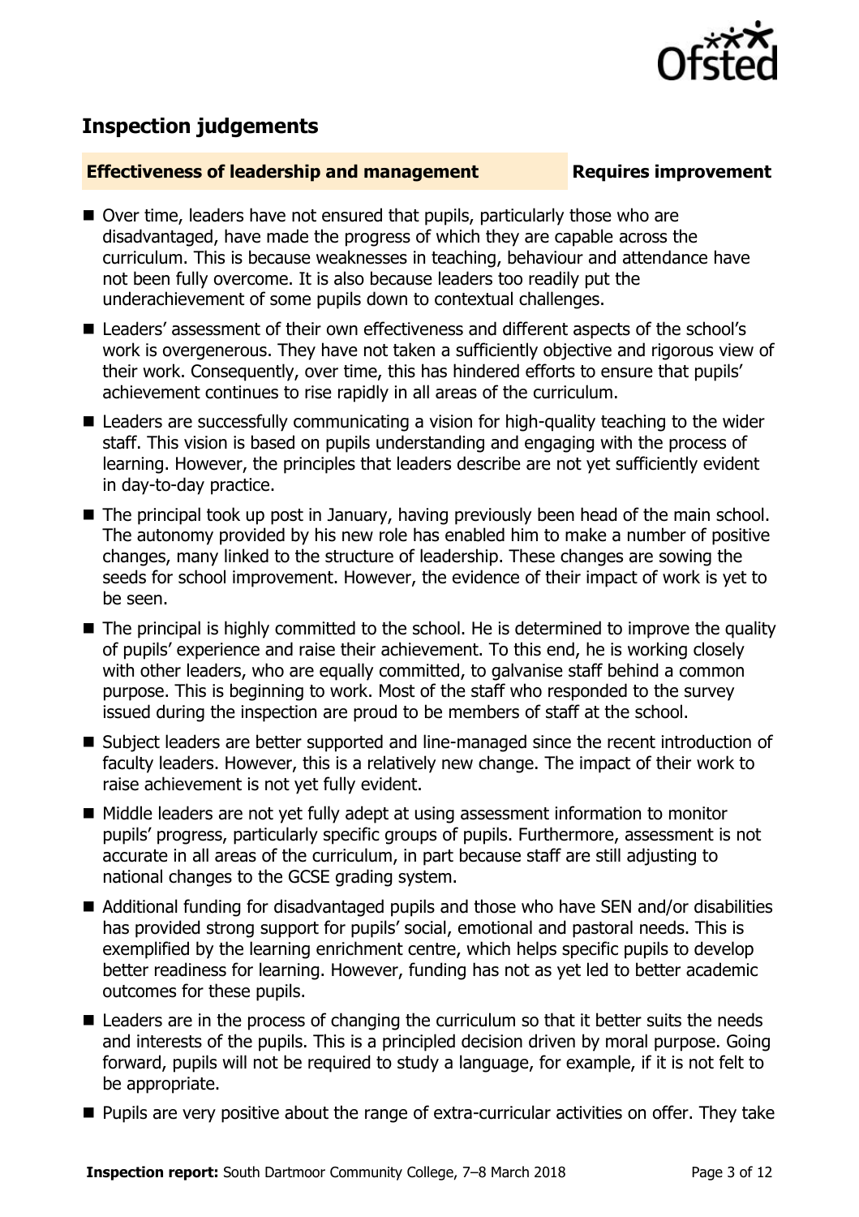## Inspection judgements

**Effectiveness of leadership and management** **Requires improvement**

- Over time, leaders have not ensured that pupils, particularly those who are disadvantaged, have made the progress of which they are capable across the curriculum. This is because weaknesses in teaching, behaviour and attendance have not been fully overcome. It is also because leaders too readily put the underachievement of some pupils down to contextual challenges.
- Leaders' assessment of their own effectiveness and different aspects of the school's work is overgenerous. They have not taken a sufficiently objective and rigorous view of their work. Consequently, over time, this has hindered efforts to ensure that pupils' achievement continues to rise rapidly in all areas of the curriculum.
- Leaders are successfully communicating a vision for high-quality teaching to the wider staff. This vision is based on pupils understanding and engaging with the process of learning. However, the principles that leaders describe are not yet sufficiently evident in day-to-day practice.
- The principal took up post in January, having previously been head of the main school. The autonomy provided by his new role has enabled him to make a number of positive changes, many linked to the structure of leadership. These changes are sowing the seeds for school improvement. However, the evidence of their impact of work is yet to be seen.
- The principal is highly committed to the school. He is determined to improve the quality of pupils' experience and raise their achievement. To this end, he is working closely with other leaders, who are equally committed, to galvanise staff behind a common purpose. This is beginning to work. Most of the staff who responded to the survey issued during the inspection are proud to be members of staff at the school.
- Subject leaders are better supported and line-managed since the recent introduction of faculty leaders. However, this is a relatively new change. The impact of their work to raise achievement is not yet fully evident.
- Middle leaders are not yet fully adept at using assessment information to monitor pupils' progress, particularly specific groups of pupils. Furthermore, assessment is not accurate in all areas of the curriculum, in part because staff are still adjusting to national changes to the GCSE grading system.
- Additional funding for disadvantaged pupils and those who have SEN and/or disabilities has provided strong support for pupils' social, emotional and pastoral needs. This is exemplified by the learning enrichment centre, which helps specific pupils to develop better readiness for learning. However, funding has not as yet led to better academic outcomes for these pupils.
- Leaders are in the process of changing the curriculum so that it better suits the needs and interests of the pupils. This is a principled decision driven by moral purpose. Going forward, pupils will not be required to study a language, for example, if it is not felt to be appropriate.
- Pupils are very positive about the range of extra-curricular activities on offer. They take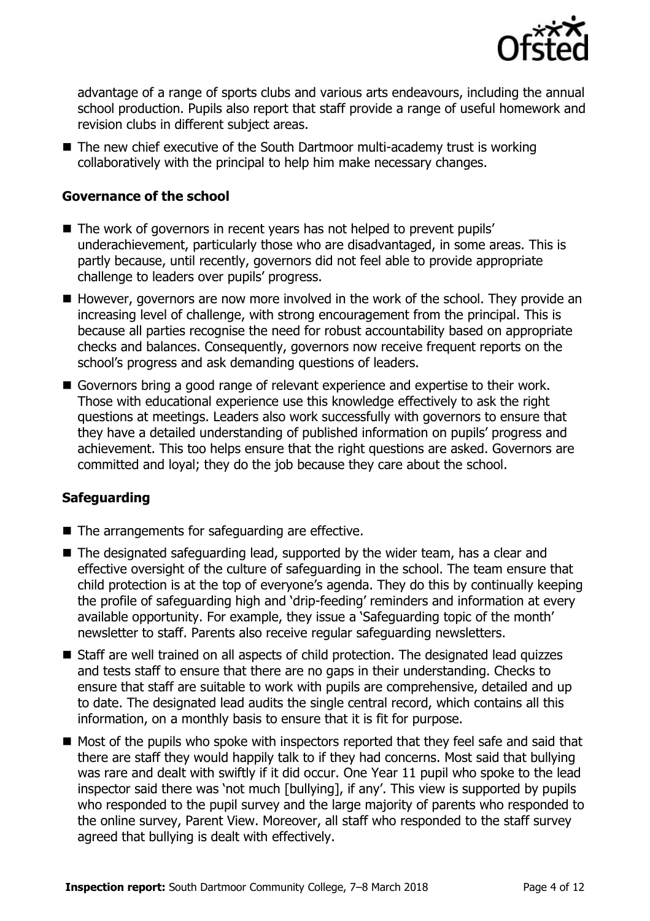advantage of a range of sports clubs and various arts endeavours, including the annual school production. Pupils also report that staff provide a range of useful homework and revision clubs in different subject areas.

- The new chief executive of the South Dartmoor multi-academy trust is working collaboratively with the principal to help him make necessary changes.

### Governance of the school

- The work of governors in recent years has not helped to prevent pupils' underachievement, particularly those who are disadvantaged, in some areas. This is partly because, until recently, governors did not feel able to provide appropriate challenge to leaders over pupils' progress.
- However, governors are now more involved in the work of the school. They provide an increasing level of challenge, with strong encouragement from the principal. This is because all parties recognise the need for robust accountability based on appropriate checks and balances. Consequently, governors now receive frequent reports on the school's progress and ask demanding questions of leaders.
- Governors bring a good range of relevant experience and expertise to their work. Those with educational experience use this knowledge effectively to ask the right questions at meetings. Leaders also work successfully with governors to ensure that they have a detailed understanding of published information on pupils' progress and achievement. This too helps ensure that the right questions are asked. Governors are committed and loyal; they do the job because they care about the school.

### Safeguarding

- The arrangements for safeguarding are effective.
- The designated safeguarding lead, supported by the wider team, has a clear and effective oversight of the culture of safeguarding in the school. The team ensure that child protection is at the top of everyone's agenda. They do this by continually keeping the profile of safeguarding high and 'drip-feeding' reminders and information at every available opportunity. For example, they issue a 'Safeguarding topic of the month' newsletter to staff. Parents also receive regular safeguarding newsletters.
- Staff are well trained on all aspects of child protection. The designated lead quizzes and tests staff to ensure that there are no gaps in their understanding. Checks to ensure that staff are suitable to work with pupils are comprehensive, detailed and up to date. The designated lead audits the single central record, which contains all this information, on a monthly basis to ensure that it is fit for purpose.
- Most of the pupils who spoke with inspectors reported that they feel safe and said that there are staff they would happily talk to if they had concerns. Most said that bullying was rare and dealt with swiftly if it did occur. One Year 11 pupil who spoke to the lead inspector said there was 'not much [bullying], if any'. This view is supported by pupils who responded to the pupil survey and the large majority of parents who responded to the online survey, Parent View. Moreover, all staff who responded to the staff survey agreed that bullying is dealt with effectively.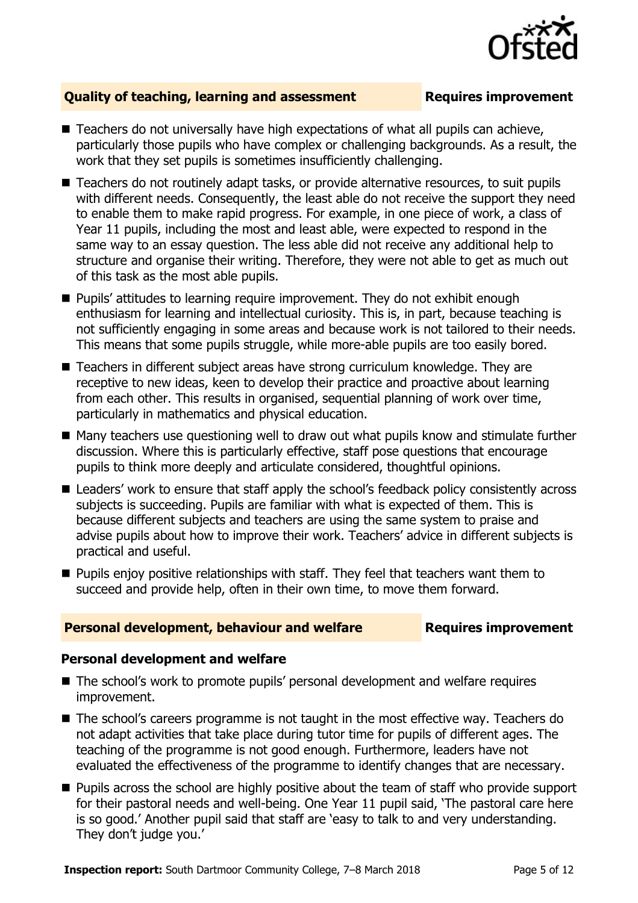## Quality of teaching, learning and assessment — Requires improvement

- Teachers do not universally have high expectations of what all pupils can achieve, particularly those pupils who have complex or challenging backgrounds. As a result, the work that they set pupils is sometimes insufficiently challenging.
- Teachers do not routinely adapt tasks, or provide alternative resources, to suit pupils with different needs. Consequently, the least able do not receive the support they need to enable them to make rapid progress. For example, in one piece of work, a class of Year 11 pupils, including the most and least able, were expected to respond in the same way to an essay question. The less able did not receive any additional help to structure and organise their writing. Therefore, they were not able to get as much out of this task as the most able pupils.
- Pupils' attitudes to learning require improvement. They do not exhibit enough enthusiasm for learning and intellectual curiosity. This is, in part, because teaching is not sufficiently engaging in some areas and because work is not tailored to their needs. This means that some pupils struggle, while more-able pupils are too easily bored.
- Teachers in different subject areas have strong curriculum knowledge. They are receptive to new ideas, keen to develop their practice and proactive about learning from each other. This results in organised, sequential planning of work over time, particularly in mathematics and physical education.
- Many teachers use questioning well to draw out what pupils know and stimulate further discussion. Where this is particularly effective, staff pose questions that encourage pupils to think more deeply and articulate considered, thoughtful opinions.
- Leaders' work to ensure that staff apply the school's feedback policy consistently across subjects is succeeding. Pupils are familiar with what is expected of them. This is because different subjects and teachers are using the same system to praise and advise pupils about how to improve their work. Teachers' advice in different subjects is practical and useful.
- Pupils enjoy positive relationships with staff. They feel that teachers want them to succeed and provide help, often in their own time, to move them forward.

## Personal development, behaviour and welfare — Requires improvement

### Personal development and welfare

- The school's work to promote pupils' personal development and welfare requires improvement.
- The school's careers programme is not taught in the most effective way. Teachers do not adapt activities that take place during tutor time for pupils of different ages. The teaching of the programme is not good enough. Furthermore, leaders have not evaluated the effectiveness of the programme to identify changes that are necessary.
- Pupils across the school are highly positive about the team of staff who provide support for their pastoral needs and well-being. One Year 11 pupil said, 'The pastoral care here is so good.' Another pupil said that staff are 'easy to talk to and very understanding. They don't judge you.'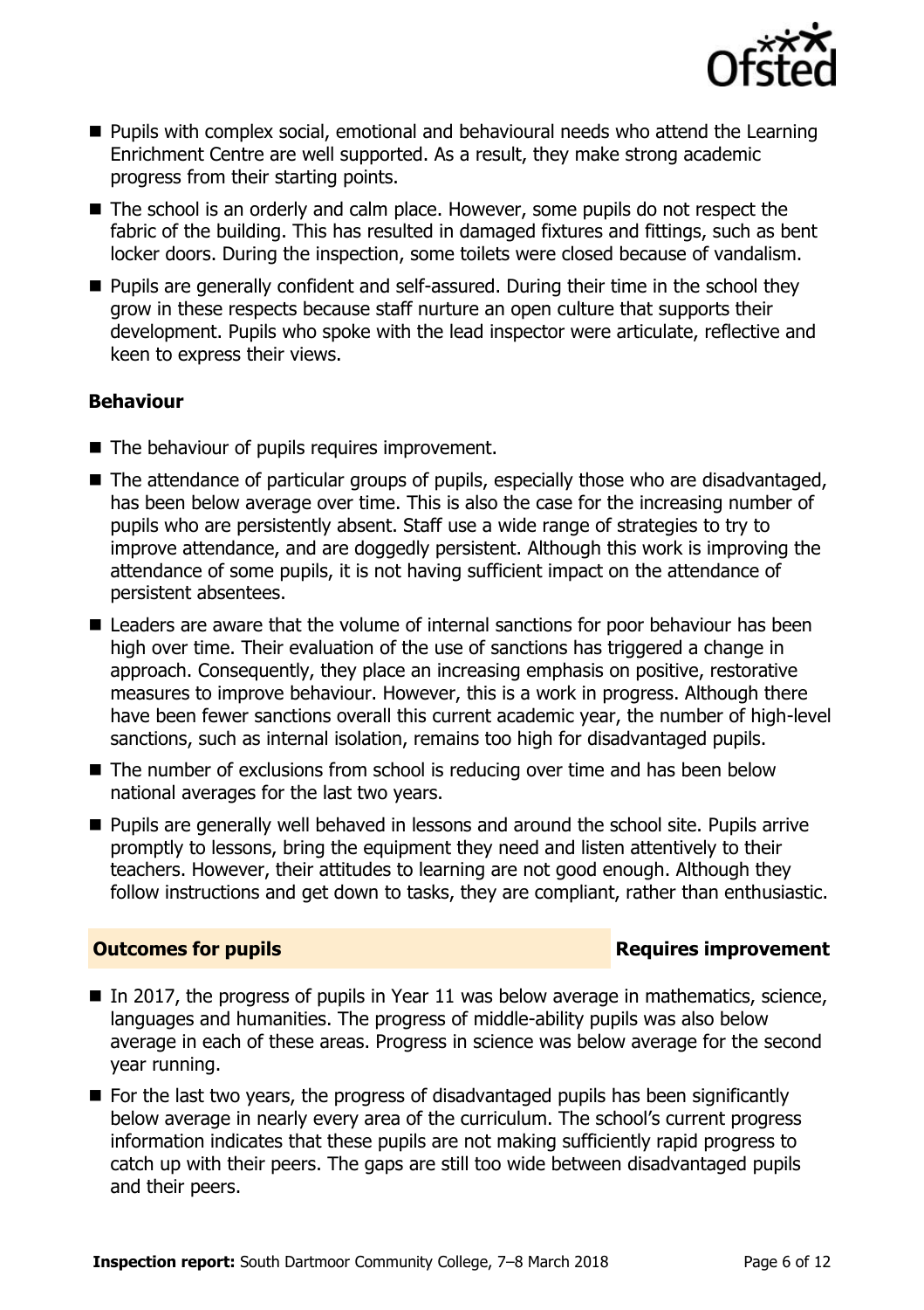- Pupils with complex social, emotional and behavioural needs who attend the Learning Enrichment Centre are well supported. As a result, they make strong academic progress from their starting points.
- The school is an orderly and calm place. However, some pupils do not respect the fabric of the building. This has resulted in damaged fixtures and fittings, such as bent locker doors. During the inspection, some toilets were closed because of vandalism.
- Pupils are generally confident and self-assured. During their time in the school they grow in these respects because staff nurture an open culture that supports their development. Pupils who spoke with the lead inspector were articulate, reflective and keen to express their views.

### Behaviour

- The behaviour of pupils requires improvement.
- The attendance of particular groups of pupils, especially those who are disadvantaged, has been below average over time. This is also the case for the increasing number of pupils who are persistently absent. Staff use a wide range of strategies to try to improve attendance, and are doggedly persistent. Although this work is improving the attendance of some pupils, it is not having sufficient impact on the attendance of persistent absentees.
- Leaders are aware that the volume of internal sanctions for poor behaviour has been high over time. Their evaluation of the use of sanctions has triggered a change in approach. Consequently, they place an increasing emphasis on positive, restorative measures to improve behaviour. However, this is a work in progress. Although there have been fewer sanctions overall this current academic year, the number of high-level sanctions, such as internal isolation, remains too high for disadvantaged pupils.
- The number of exclusions from school is reducing over time and has been below national averages for the last two years.
- Pupils are generally well behaved in lessons and around the school site. Pupils arrive promptly to lessons, bring the equipment they need and listen attentively to their teachers. However, their attitudes to learning are not good enough. Although they follow instructions and get down to tasks, they are compliant, rather than enthusiastic.

## Outcomes for pupils — Requires improvement

- In 2017, the progress of pupils in Year 11 was below average in mathematics, science, languages and humanities. The progress of middle-ability pupils was also below average in each of these areas. Progress in science was below average for the second year running.
- For the last two years, the progress of disadvantaged pupils has been significantly below average in nearly every area of the curriculum. The school's current progress information indicates that these pupils are not making sufficiently rapid progress to catch up with their peers. The gaps are still too wide between disadvantaged pupils and their peers.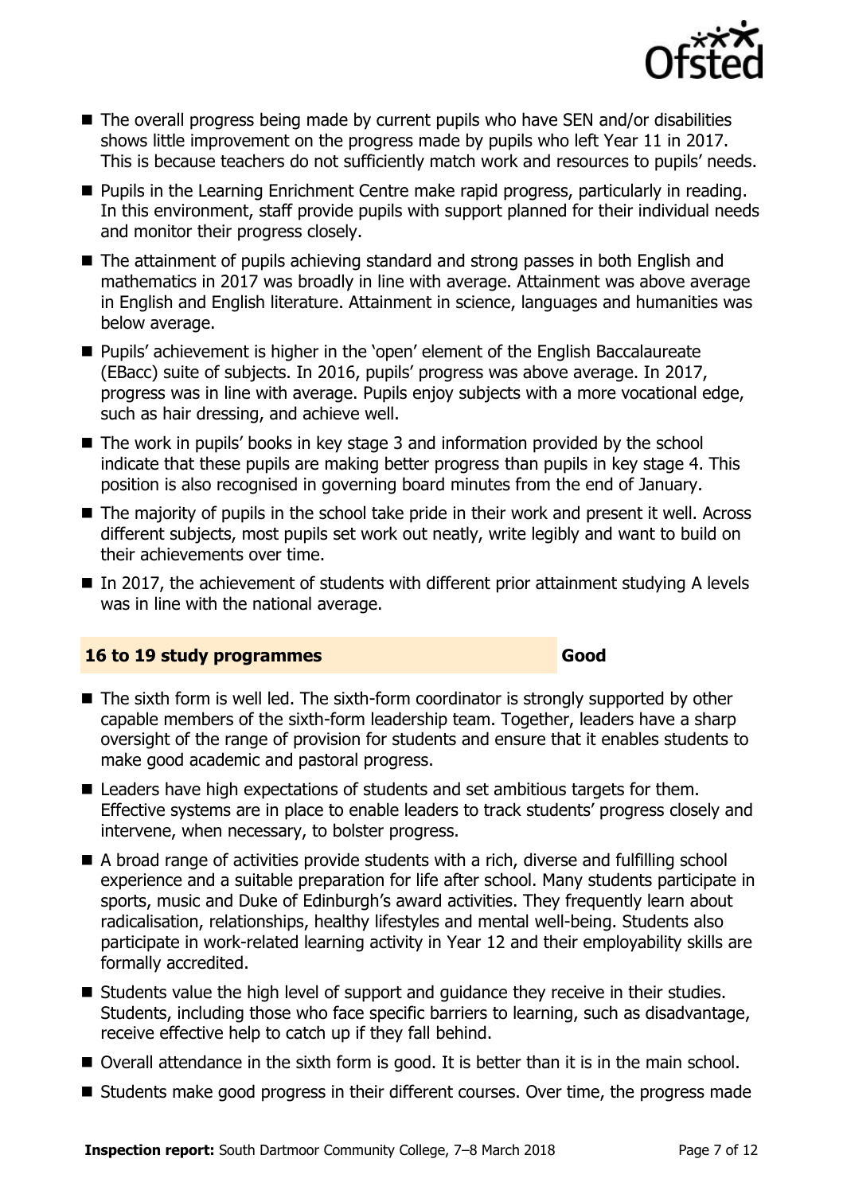- The overall progress being made by current pupils who have SEN and/or disabilities shows little improvement on the progress made by pupils who left Year 11 in 2017. This is because teachers do not sufficiently match work and resources to pupils' needs.
- Pupils in the Learning Enrichment Centre make rapid progress, particularly in reading. In this environment, staff provide pupils with support planned for their individual needs and monitor their progress closely.
- The attainment of pupils achieving standard and strong passes in both English and mathematics in 2017 was broadly in line with average. Attainment was above average in English and English literature. Attainment in science, languages and humanities was below average.
- Pupils' achievement is higher in the 'open' element of the English Baccalaureate (EBacc) suite of subjects. In 2016, pupils' progress was above average. In 2017, progress was in line with average. Pupils enjoy subjects with a more vocational edge, such as hair dressing, and achieve well.
- The work in pupils' books in key stage 3 and information provided by the school indicate that these pupils are making better progress than pupils in key stage 4. This position is also recognised in governing board minutes from the end of January.
- The majority of pupils in the school take pride in their work and present it well. Across different subjects, most pupils set work out neatly, write legibly and want to build on their achievements over time.
- In 2017, the achievement of students with different prior attainment studying A levels was in line with the national average.

## 16 to 19 study programmes — Good

- The sixth form is well led. The sixth-form coordinator is strongly supported by other capable members of the sixth-form leadership team. Together, leaders have a sharp oversight of the range of provision for students and ensure that it enables students to make good academic and pastoral progress.
- Leaders have high expectations of students and set ambitious targets for them. Effective systems are in place to enable leaders to track students' progress closely and intervene, when necessary, to bolster progress.
- A broad range of activities provide students with a rich, diverse and fulfilling school experience and a suitable preparation for life after school. Many students participate in sports, music and Duke of Edinburgh's award activities. They frequently learn about radicalisation, relationships, healthy lifestyles and mental well-being. Students also participate in work-related learning activity in Year 12 and their employability skills are formally accredited.
- Students value the high level of support and guidance they receive in their studies. Students, including those who face specific barriers to learning, such as disadvantage, receive effective help to catch up if they fall behind.
- Overall attendance in the sixth form is good. It is better than it is in the main school.
- Students make good progress in their different courses. Over time, the progress made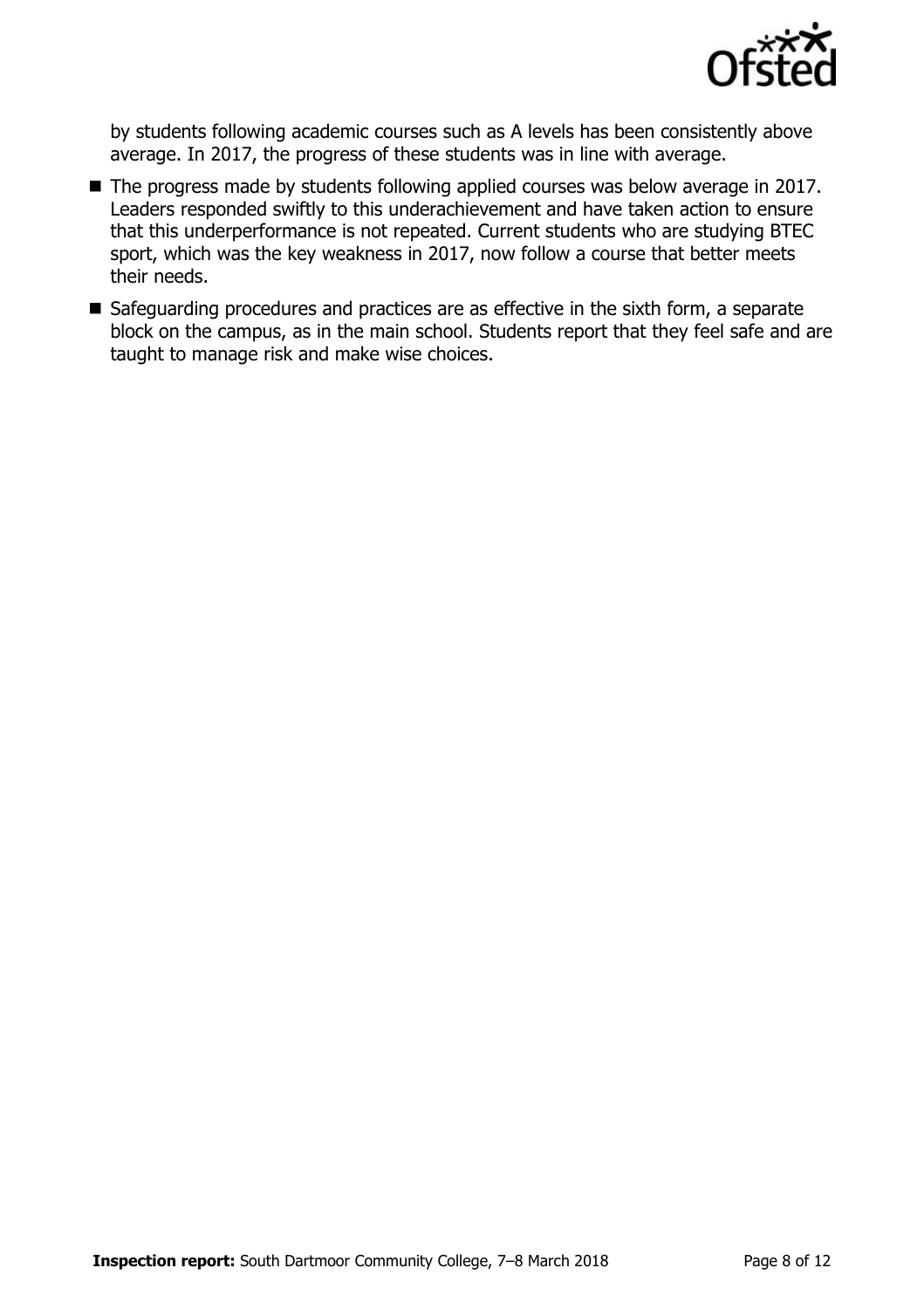by students following academic courses such as A levels has been consistently above average. In 2017, the progress of these students was in line with average.

- The progress made by students following applied courses was below average in 2017. Leaders responded swiftly to this underachievement and have taken action to ensure that this underperformance is not repeated. Current students who are studying BTEC sport, which was the key weakness in 2017, now follow a course that better meets their needs.
- Safeguarding procedures and practices are as effective in the sixth form, a separate block on the campus, as in the main school. Students report that they feel safe and are taught to manage risk and make wise choices.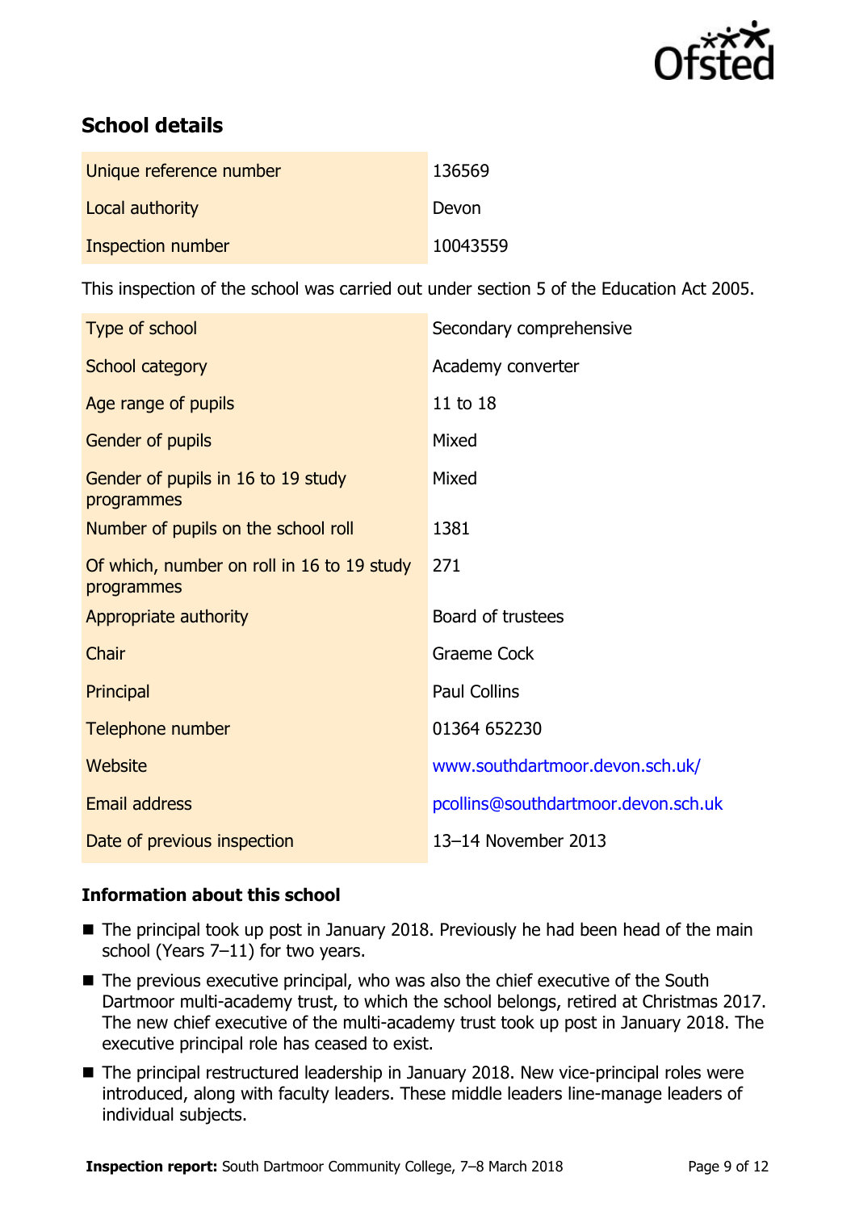## School details

| | |
|---|---|
| Unique reference number | 136569 |
| Local authority | Devon |
| Inspection number | 10043559 |

This inspection of the school was carried out under section 5 of the Education Act 2005.

| | |
|---|---|
| Type of school | Secondary comprehensive |
| School category | Academy converter |
| Age range of pupils | 11 to 18 |
| Gender of pupils | Mixed |
| Gender of pupils in 16 to 19 study programmes | Mixed |
| Number of pupils on the school roll | 1381 |
| Of which, number on roll in 16 to 19 study programmes | 271 |
| Appropriate authority | Board of trustees |
| Chair | Graeme Cock |
| Principal | Paul Collins |
| Telephone number | 01364 652230 |
| Website | www.southdartmoor.devon.sch.uk/ |
| Email address | pcollins@southdartmoor.devon.sch.uk |
| Date of previous inspection | 13–14 November 2013 |

### Information about this school

- The principal took up post in January 2018. Previously he had been head of the main school (Years 7–11) for two years.
- The previous executive principal, who was also the chief executive of the South Dartmoor multi-academy trust, to which the school belongs, retired at Christmas 2017. The new chief executive of the multi-academy trust took up post in January 2018. The executive principal role has ceased to exist.
- The principal restructured leadership in January 2018. New vice-principal roles were introduced, along with faculty leaders. These middle leaders line-manage leaders of individual subjects.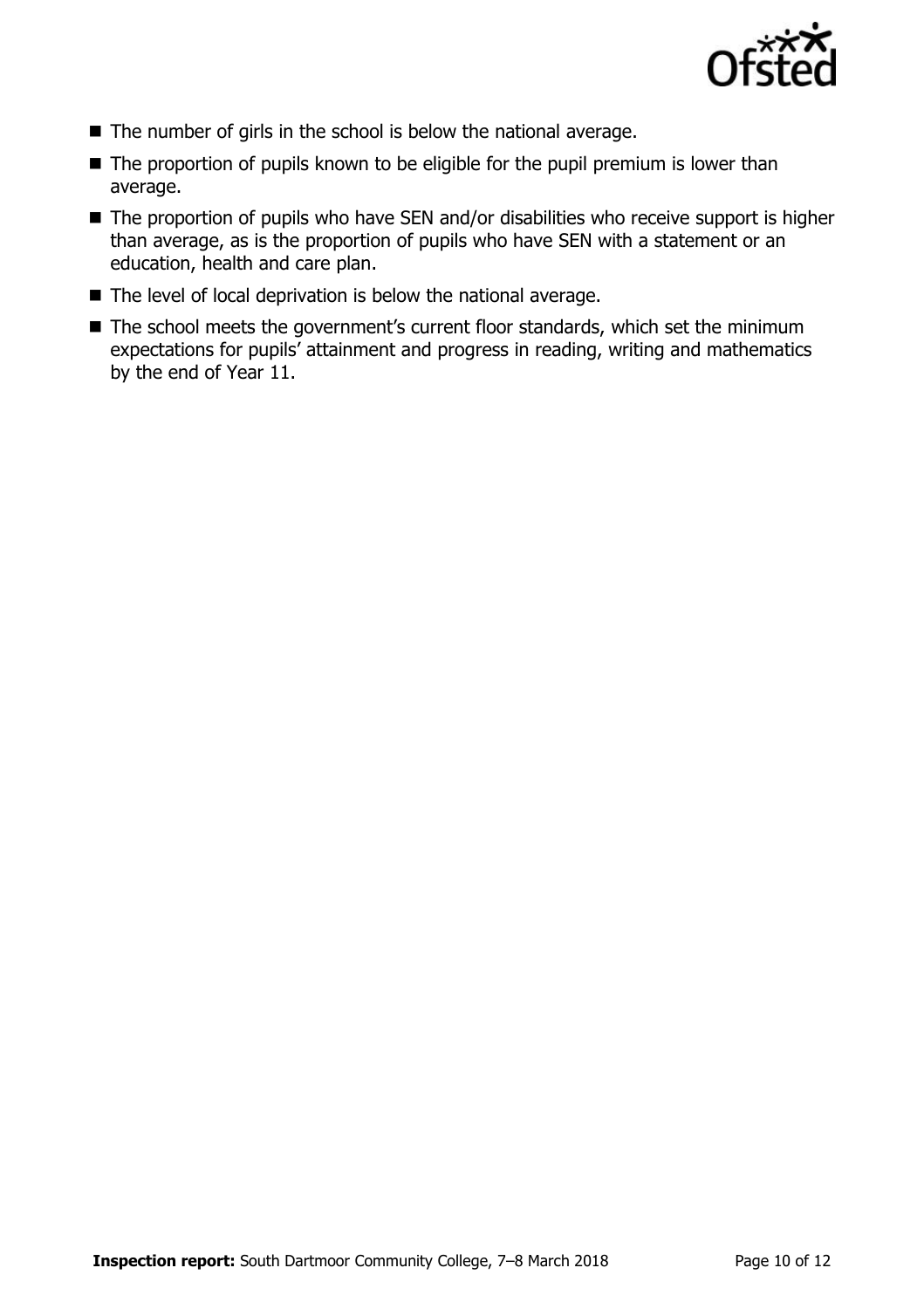- The number of girls in the school is below the national average.
- The proportion of pupils known to be eligible for the pupil premium is lower than average.
- The proportion of pupils who have SEN and/or disabilities who receive support is higher than average, as is the proportion of pupils who have SEN with a statement or an education, health and care plan.
- The level of local deprivation is below the national average.
- The school meets the government's current floor standards, which set the minimum expectations for pupils' attainment and progress in reading, writing and mathematics by the end of Year 11.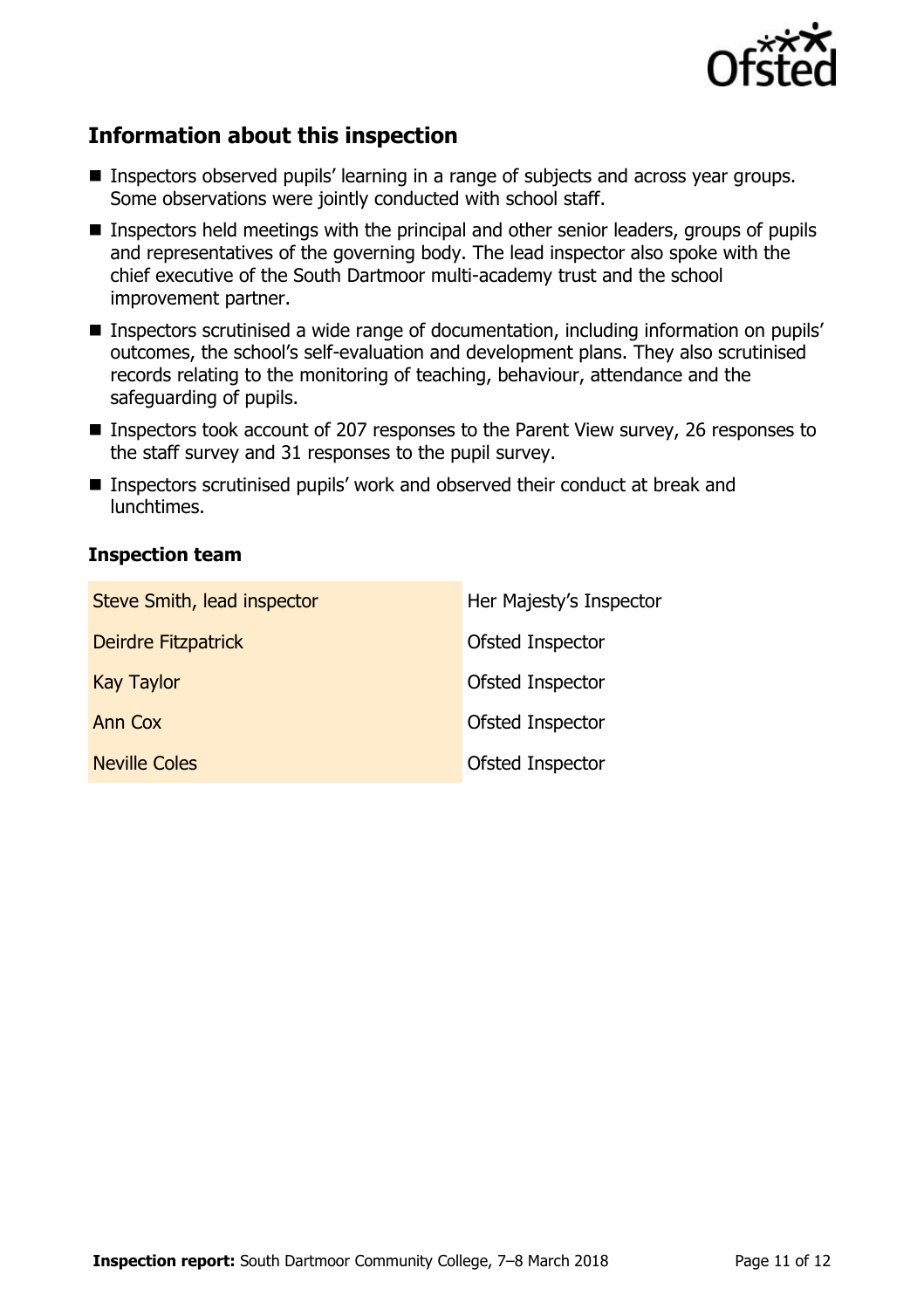## Information about this inspection

- Inspectors observed pupils' learning in a range of subjects and across year groups. Some observations were jointly conducted with school staff.
- Inspectors held meetings with the principal and other senior leaders, groups of pupils and representatives of the governing body. The lead inspector also spoke with the chief executive of the South Dartmoor multi-academy trust and the school improvement partner.
- Inspectors scrutinised a wide range of documentation, including information on pupils' outcomes, the school's self-evaluation and development plans. They also scrutinised records relating to the monitoring of teaching, behaviour, attendance and the safeguarding of pupils.
- Inspectors took account of 207 responses to the Parent View survey, 26 responses to the staff survey and 31 responses to the pupil survey.
- Inspectors scrutinised pupils' work and observed their conduct at break and lunchtimes.

### Inspection team

| | |
|---|---|
| Steve Smith, lead inspector | Her Majesty's Inspector |
| Deirdre Fitzpatrick | Ofsted Inspector |
| Kay Taylor | Ofsted Inspector |
| Ann Cox | Ofsted Inspector |
| Neville Coles | Ofsted Inspector |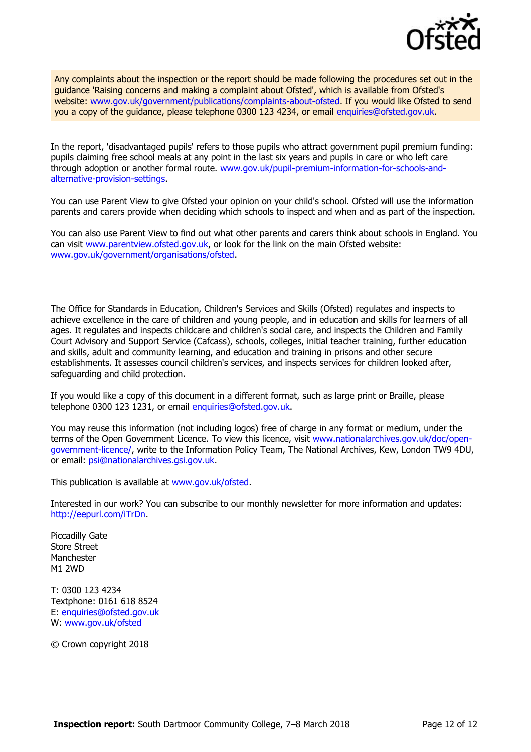Any complaints about the inspection or the report should be made following the procedures set out in the guidance 'Raising concerns and making a complaint about Ofsted', which is available from Ofsted's website: www.gov.uk/government/publications/complaints-about-ofsted. If you would like Ofsted to send you a copy of the guidance, please telephone 0300 123 4234, or email enquiries@ofsted.gov.uk.

In the report, 'disadvantaged pupils' refers to those pupils who attract government pupil premium funding: pupils claiming free school meals at any point in the last six years and pupils in care or who left care through adoption or another formal route. www.gov.uk/pupil-premium-information-for-schools-and-alternative-provision-settings.

You can use Parent View to give Ofsted your opinion on your child's school. Ofsted will use the information parents and carers provide when deciding which schools to inspect and when and as part of the inspection.

You can also use Parent View to find out what other parents and carers think about schools in England. You can visit www.parentview.ofsted.gov.uk, or look for the link on the main Ofsted website: www.gov.uk/government/organisations/ofsted.

The Office for Standards in Education, Children's Services and Skills (Ofsted) regulates and inspects to achieve excellence in the care of children and young people, and in education and skills for learners of all ages. It regulates and inspects childcare and children's social care, and inspects the Children and Family Court Advisory and Support Service (Cafcass), schools, colleges, initial teacher training, further education and skills, adult and community learning, and education and training in prisons and other secure establishments. It assesses council children's services, and inspects services for children looked after, safeguarding and child protection.

If you would like a copy of this document in a different format, such as large print or Braille, please telephone 0300 123 1231, or email enquiries@ofsted.gov.uk.

You may reuse this information (not including logos) free of charge in any format or medium, under the terms of the Open Government Licence. To view this licence, visit www.nationalarchives.gov.uk/doc/open-government-licence/, write to the Information Policy Team, The National Archives, Kew, London TW9 4DU, or email: psi@nationalarchives.gsi.gov.uk.

This publication is available at www.gov.uk/ofsted.

Interested in our work? You can subscribe to our monthly newsletter for more information and updates: http://eepurl.com/iTrDn.

Piccadilly Gate
Store Street
Manchester
M1 2WD

T: 0300 123 4234
Textphone: 0161 618 8524
E: enquiries@ofsted.gov.uk
W: www.gov.uk/ofsted

© Crown copyright 2018